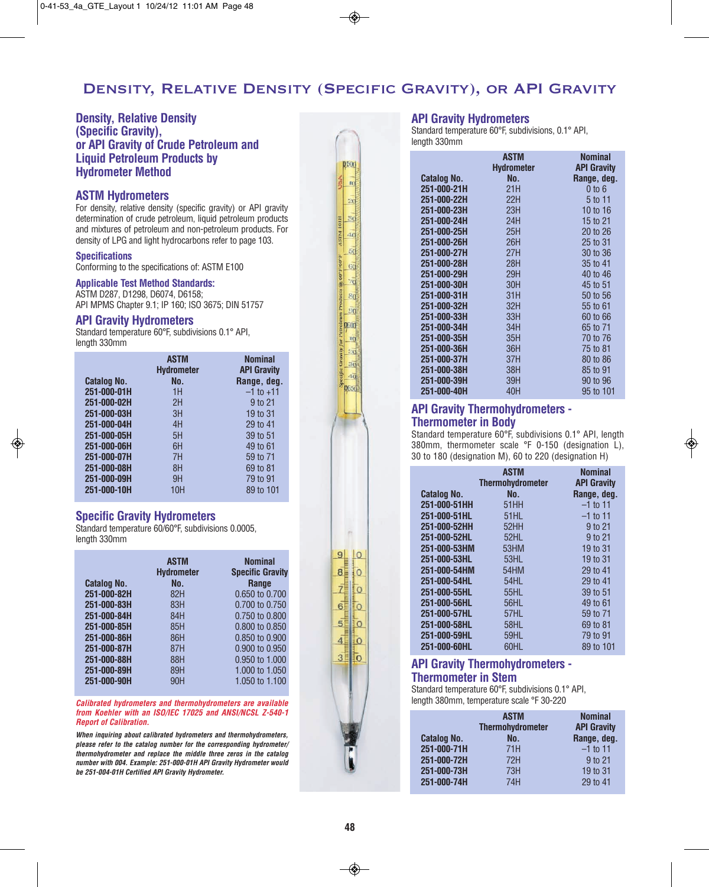# Density, Relative Density (Specific Gravity), or API Gravity

## Density, Relative Density (Specific Gravity), or API Gravity of Crude Petroleum and Liquid Petroleum Products by Hydrometer Method

### ASTM Hydrometers

For density, relative density (specific gravity) or API gravity determination of crude petroleum, liquid petroleum products and mixtures of petroleum and non-petroleum products. For density of LPG and light hydrocarbons refer to page 103.

**Specifications**

Conforming to the specifications of: ASTM E100

**Applicable Test Method Standards:**

ASTM D287, D1298, D6074, D6158;
API MPMS Chapter 9.1; IP 160; ISO 3675; DIN 51757

### API Gravity Hydrometers

Standard temperature 60°F, subdivisions 0.1° API, length 330mm

| Catalog No. | ASTM Hydrometer No. | Nominal API Gravity Range, deg. |
|---|---|---|
| 251-000-01H | 1H | –1 to +11 |
| 251-000-02H | 2H | 9 to 21 |
| 251-000-03H | 3H | 19 to 31 |
| 251-000-04H | 4H | 29 to 41 |
| 251-000-05H | 5H | 39 to 51 |
| 251-000-06H | 6H | 49 to 61 |
| 251-000-07H | 7H | 59 to 71 |
| 251-000-08H | 8H | 69 to 81 |
| 251-000-09H | 9H | 79 to 91 |
| 251-000-10H | 10H | 89 to 101 |

### Specific Gravity Hydrometers

Standard temperature 60/60°F, subdivisions 0.0005, length 330mm

| Catalog No. | ASTM Hydrometer No. | Nominal Specific Gravity Range |
|---|---|---|
| 251-000-82H | 82H | 0.650 to 0.700 |
| 251-000-83H | 83H | 0.700 to 0.750 |
| 251-000-84H | 84H | 0.750 to 0.800 |
| 251-000-85H | 85H | 0.800 to 0.850 |
| 251-000-86H | 86H | 0.850 to 0.900 |
| 251-000-87H | 87H | 0.900 to 0.950 |
| 251-000-88H | 88H | 0.950 to 1.000 |
| 251-000-89H | 89H | 1.000 to 1.050 |
| 251-000-90H | 90H | 1.050 to 1.100 |

***Calibrated hydrometers and thermohydrometers are available from Koehler with an ISO/IEC 17025 and ANSI/NCSL Z-540-1 Report of Calibration.***

***When inquiring about calibrated hydrometers and thermohydrometers, please refer to the catalog number for the corresponding hydrometer/thermohydrometer and replace the middle three zeros in the catalog number with 004. Example: 251-000-01H API Gravity Hydrometer would be 251-004-01H Certified API Gravity Hydrometer.***

### API Gravity Hydrometers

Standard temperature 60°F, subdivisions 0.1° API, length 330mm

| Catalog No. | ASTM Hydrometer No. | Nominal API Gravity Range, deg. |
|---|---|---|
| 251-000-21H | 21H | 0 to 6 |
| 251-000-22H | 22H | 5 to 11 |
| 251-000-23H | 23H | 10 to 16 |
| 251-000-24H | 24H | 15 to 21 |
| 251-000-25H | 25H | 20 to 26 |
| 251-000-26H | 26H | 25 to 31 |
| 251-000-27H | 27H | 30 to 36 |
| 251-000-28H | 28H | 35 to 41 |
| 251-000-29H | 29H | 40 to 46 |
| 251-000-30H | 30H | 45 to 51 |
| 251-000-31H | 31H | 50 to 56 |
| 251-000-32H | 32H | 55 to 61 |
| 251-000-33H | 33H | 60 to 66 |
| 251-000-34H | 34H | 65 to 71 |
| 251-000-35H | 35H | 70 to 76 |
| 251-000-36H | 36H | 75 to 81 |
| 251-000-37H | 37H | 80 to 86 |
| 251-000-38H | 38H | 85 to 91 |
| 251-000-39H | 39H | 90 to 96 |
| 251-000-40H | 40H | 95 to 101 |

### API Gravity Thermohydrometers - Thermometer in Body

Standard temperature 60°F, subdivisions 0.1° API, length 380mm, thermometer scale °F 0-150 (designation L), 30 to 180 (designation M), 60 to 220 (designation H)

| Catalog No. | ASTM Thermohydrometer No. | Nominal API Gravity Range, deg. |
|---|---|---|
| 251-000-51HH | 51HH | –1 to 11 |
| 251-000-51HL | 51HL | –1 to 11 |
| 251-000-52HH | 52HH | 9 to 21 |
| 251-000-52HL | 52HL | 9 to 21 |
| 251-000-53HM | 53HM | 19 to 31 |
| 251-000-53HL | 53HL | 19 to 31 |
| 251-000-54HM | 54HM | 29 to 41 |
| 251-000-54HL | 54HL | 29 to 41 |
| 251-000-55HL | 55HL | 39 to 51 |
| 251-000-56HL | 56HL | 49 to 61 |
| 251-000-57HL | 57HL | 59 to 71 |
| 251-000-58HL | 58HL | 69 to 81 |
| 251-000-59HL | 59HL | 79 to 91 |
| 251-000-60HL | 60HL | 89 to 101 |

### API Gravity Thermohydrometers - Thermometer in Stem

Standard temperature 60°F, subdivisions 0.1° API, length 380mm, temperature scale °F 30-220

| Catalog No. | ASTM Thermohydrometer No. | Nominal API Gravity Range, deg. |
|---|---|---|
| 251-000-71H | 71H | –1 to 11 |
| 251-000-72H | 72H | 9 to 21 |
| 251-000-73H | 73H | 19 to 31 |
| 251-000-74H | 74H | 29 to 41 |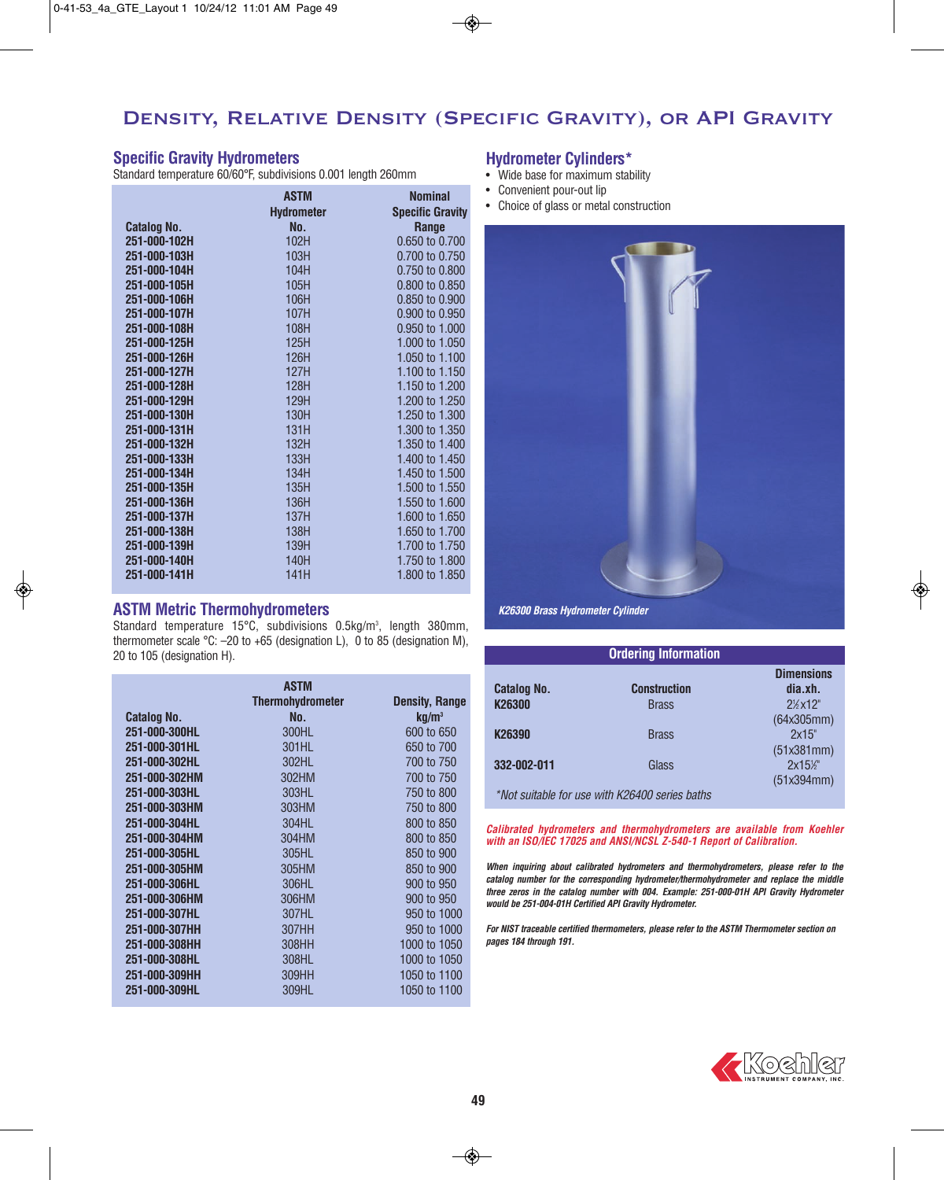# Density, Relative Density (Specific Gravity), or API Gravity

## Specific Gravity Hydrometers

Standard temperature 60/60°F, subdivisions 0.001 length 260mm

| Catalog No. | ASTM Hydrometer No. | Nominal Specific Gravity Range |
|---|---|---|
| 251-000-102H | 102H | 0.650 to 0.700 |
| 251-000-103H | 103H | 0.700 to 0.750 |
| 251-000-104H | 104H | 0.750 to 0.800 |
| 251-000-105H | 105H | 0.800 to 0.850 |
| 251-000-106H | 106H | 0.850 to 0.900 |
| 251-000-107H | 107H | 0.900 to 0.950 |
| 251-000-108H | 108H | 0.950 to 1.000 |
| 251-000-125H | 125H | 1.000 to 1.050 |
| 251-000-126H | 126H | 1.050 to 1.100 |
| 251-000-127H | 127H | 1.100 to 1.150 |
| 251-000-128H | 128H | 1.150 to 1.200 |
| 251-000-129H | 129H | 1.200 to 1.250 |
| 251-000-130H | 130H | 1.250 to 1.300 |
| 251-000-131H | 131H | 1.300 to 1.350 |
| 251-000-132H | 132H | 1.350 to 1.400 |
| 251-000-133H | 133H | 1.400 to 1.450 |
| 251-000-134H | 134H | 1.450 to 1.500 |
| 251-000-135H | 135H | 1.500 to 1.550 |
| 251-000-136H | 136H | 1.550 to 1.600 |
| 251-000-137H | 137H | 1.600 to 1.650 |
| 251-000-138H | 138H | 1.650 to 1.700 |
| 251-000-139H | 139H | 1.700 to 1.750 |
| 251-000-140H | 140H | 1.750 to 1.800 |
| 251-000-141H | 141H | 1.800 to 1.850 |

## ASTM Metric Thermohydrometers

Standard temperature 15°C, subdivisions 0.5kg/m³, length 380mm, thermometer scale °C: –20 to +65 (designation L), 0 to 85 (designation M), 20 to 105 (designation H).

| Catalog No. | ASTM Thermohydrometer No. | Density, Range kg/m³ |
|---|---|---|
| 251-000-300HL | 300HL | 600 to 650 |
| 251-000-301HL | 301HL | 650 to 700 |
| 251-000-302HL | 302HL | 700 to 750 |
| 251-000-302HM | 302HM | 700 to 750 |
| 251-000-303HL | 303HL | 750 to 800 |
| 251-000-303HM | 303HM | 750 to 800 |
| 251-000-304HL | 304HL | 800 to 850 |
| 251-000-304HM | 304HM | 800 to 850 |
| 251-000-305HL | 305HL | 850 to 900 |
| 251-000-305HM | 305HM | 850 to 900 |
| 251-000-306HL | 306HL | 900 to 950 |
| 251-000-306HM | 306HM | 900 to 950 |
| 251-000-307HL | 307HL | 950 to 1000 |
| 251-000-307HH | 307HH | 950 to 1000 |
| 251-000-308HH | 308HH | 1000 to 1050 |
| 251-000-308HL | 308HL | 1000 to 1050 |
| 251-000-309HH | 309HH | 1050 to 1100 |
| 251-000-309HL | 309HL | 1050 to 1100 |

## Hydrometer Cylinders*

- Wide base for maximum stability
- Convenient pour-out lip
- Choice of glass or metal construction

*K26300 Brass Hydrometer Cylinder*

### Ordering Information

| Catalog No. | Construction | Dimensions dia.xh. |
|---|---|---|
| K26300 | Brass | 2¼x12" (64x305mm) |
| K26390 | Brass | 2x15" (51x381mm) |
| 332-002-011 | Glass | 2x15½" (51x394mm) |

*Not suitable for use with K26400 series baths

***Calibrated hydrometers and thermohydrometers are available from Koehler with an ISO/IEC 17025 and ANSI/NCSL Z-540-1 Report of Calibration.***

***When inquiring about calibrated hydrometers and thermohydrometers, please refer to the catalog number for the corresponding hydrometer/thermohydrometer and replace the middle three zeros in the catalog number with 004. Example: 251-000-01H API Gravity Hydrometer would be 251-004-01H Certified API Gravity Hydrometer.***

***For NIST traceable certified thermometers, please refer to the ASTM Thermometer section on pages 184 through 191.***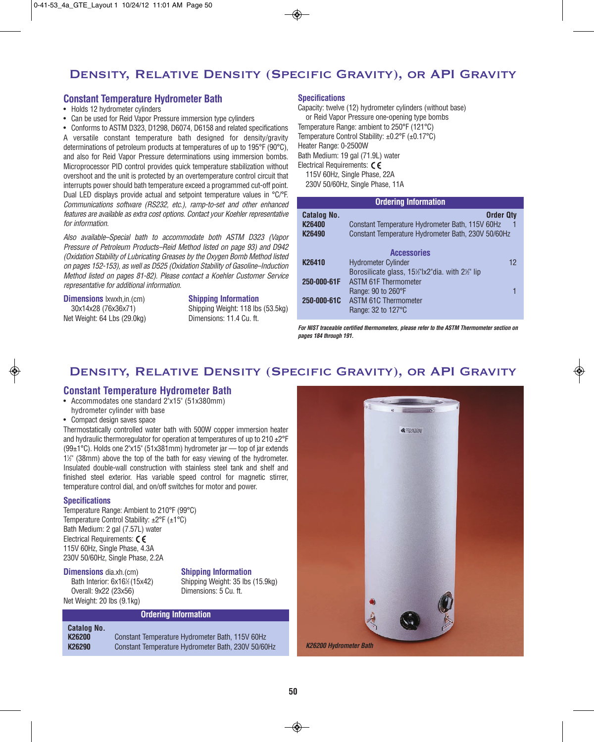# Density, Relative Density (Specific Gravity), or API Gravity

## Constant Temperature Hydrometer Bath

- Holds 12 hydrometer cylinders
- Can be used for Reid Vapor Pressure immersion type cylinders
- Conforms to ASTM D323, D1298, D6074, D6158 and related specifications

A versatile constant temperature bath designed for density/gravity determinations of petroleum products at temperatures of up to 195°F (90°C), and also for Reid Vapor Pressure determinations using immersion bombs. Microprocessor PID control provides quick temperature stabilization without overshoot and the unit is protected by an overtemperature control circuit that interrupts power should bath temperature exceed a programmed cut-off point. Dual LED displays provide actual and setpoint temperature values in °C/°F. *Communications software (RS232, etc.), ramp-to-set and other enhanced features are available as extra cost options. Contact your Koehler representative for information.*

*Also available–Special bath to accommodate both ASTM D323 (Vapor Pressure of Petroleum Products–Reid Method listed on page 93) and D942 (Oxidation Stability of Lubricating Greases by the Oxygen Bomb Method listed on pages 152-153), as well as D525 (Oxidation Stability of Gasoline–Induction Method listed on pages 81-82). Please contact a Koehler Customer Service representative for additional information.*

**Dimensions** lxwxh,in.(cm)
30x14x28 (76x36x71)
Net Weight: 64 Lbs (29.0kg)

**Shipping Information**
Shipping Weight: 118 lbs (53.5kg)
Dimensions: 11.4 Cu. ft.

### Specifications

Capacity: twelve (12) hydrometer cylinders (without base) or Reid Vapor Pressure one-opening type bombs
Temperature Range: ambient to 250°F (121°C)
Temperature Control Stability: ±0.2°F (±0.17°C)
Heater Range: 0-2500W
Bath Medium: 19 gal (71.9L) water
Electrical Requirements: CE
115V 60Hz, Single Phase, 22A
230V 50/60Hz, Single Phase, 11A

### Ordering Information

| Catalog No. | | Order Qty |
|---|---|---|
| K26400 | Constant Temperature Hydrometer Bath, 115V 60Hz | 1 |
| K26490 | Constant Temperature Hydrometer Bath, 230V 50/60Hz | |
| | **Accessories** | |
| K26410 | Hydrometer Cylinder<br>Borosilicate glass, 15½"lx2"dia. with 2½" lip | 12 |
| 250-000-61F | ASTM 61F Thermometer<br>Range: 90 to 260°F | 1 |
| 250-000-61C | ASTM 61C Thermometer<br>Range: 32 to 127°C | |

***For NIST traceable certified thermometers, please refer to the ASTM Thermometer section on pages 184 through 191.***

# Density, Relative Density (Specific Gravity), or API Gravity

## Constant Temperature Hydrometer Bath

- Accommodates one standard 2"x15" (51x380mm) hydrometer cylinder with base
- Compact design saves space

Thermostatically controlled water bath with 500W copper immersion heater and hydraulic thermoregulator for operation at temperatures of up to 210 ±2°F (99±1°C). Holds one 2"x15" (51x381mm) hydrometer jar — top of jar extends 1½" (38mm) above the top of the bath for easy viewing of the hydrometer. Insulated double-wall construction with stainless steel tank and shelf and finished steel exterior. Has variable speed control for magnetic stirrer, temperature control dial, and on/off switches for motor and power.

### Specifications

Temperature Range: Ambient to 210°F (99°C)
Temperature Control Stability: ±2°F (±1°C)
Bath Medium: 2 gal (7.57L) water
Electrical Requirements: CE
115V 60Hz, Single Phase, 4.3A
230V 50/60Hz, Single Phase, 2.2A

**Dimensions** dia.xh.(cm)
Bath Interior: 6x16½ (15x42)
Overall: 9x22 (23x56)
Net Weight: 20 lbs (9.1kg)

**Shipping Information**
Shipping Weight: 35 lbs (15.9kg)
Dimensions: 5 Cu. ft.

### Ordering Information

| Catalog No. | |
|---|---|
| K26200 | Constant Temperature Hydrometer Bath, 115V 60Hz |
| K26290 | Constant Temperature Hydrometer Bath, 230V 50/60Hz |

*K26200 Hydrometer Bath*